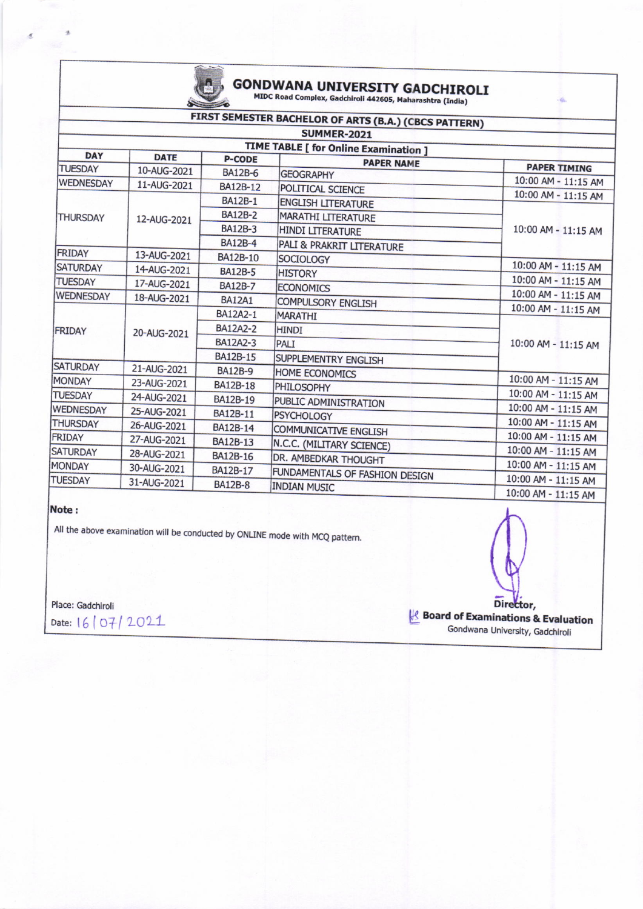# GONDWANA UNIVERSITY GADCHIROLI

MIDC Road Complex, Gadchiroli 442605, Maharashtra (India)

## FIRST SEMESTER BACHELOR OF ARTS (B.A.) (CBCS PATTERN)

### SUMMER-2021

### TIME TABLE [ for Online Examination ]

| DAY | DATE | P-CODE | PAPER NAME | PAPER TIMING |
|---|---|---|---|---|
| TUESDAY | 10-AUG-2021 | BA12B-6 | GEOGRAPHY | 10:00 AM - 11:15 AM |
| WEDNESDAY | 11-AUG-2021 | BA12B-12 | POLITICAL SCIENCE | 10:00 AM - 11:15 AM |
| THURSDAY | 12-AUG-2021 | BA12B-1 | ENGLISH LITERATURE | 10:00 AM - 11:15 AM |
| | | BA12B-2 | MARATHI LITERATURE | |
| | | BA12B-3 | HINDI LITERATURE | |
| | | BA12B-4 | PALI & PRAKRIT LITERATURE | |
| FRIDAY | 13-AUG-2021 | BA12B-10 | SOCIOLOGY | 10:00 AM - 11:15 AM |
| SATURDAY | 14-AUG-2021 | BA12B-5 | HISTORY | 10:00 AM - 11:15 AM |
| TUESDAY | 17-AUG-2021 | BA12B-7 | ECONOMICS | 10:00 AM - 11:15 AM |
| WEDNESDAY | 18-AUG-2021 | BA12A1 | COMPULSORY ENGLISH | 10:00 AM - 11:15 AM |
| FRIDAY | 20-AUG-2021 | BA12A2-1 | MARATHI | 10:00 AM - 11:15 AM |
| | | BA12A2-2 | HINDI | |
| | | BA12A2-3 | PALI | |
| | | BA12B-15 | SUPPLEMENTRY ENGLISH | |
| SATURDAY | 21-AUG-2021 | BA12B-9 | HOME ECONOMICS | 10:00 AM - 11:15 AM |
| MONDAY | 23-AUG-2021 | BA12B-18 | PHILOSOPHY | 10:00 AM - 11:15 AM |
| TUESDAY | 24-AUG-2021 | BA12B-19 | PUBLIC ADMINISTRATION | 10:00 AM - 11:15 AM |
| WEDNESDAY | 25-AUG-2021 | BA12B-11 | PSYCHOLOGY | 10:00 AM - 11:15 AM |
| THURSDAY | 26-AUG-2021 | BA12B-14 | COMMUNICATIVE ENGLISH | 10:00 AM - 11:15 AM |
| FRIDAY | 27-AUG-2021 | BA12B-13 | N.C.C. (MILITARY SCIENCE) | 10:00 AM - 11:15 AM |
| SATURDAY | 28-AUG-2021 | BA12B-16 | DR. AMBEDKAR THOUGHT | 10:00 AM - 11:15 AM |
| MONDAY | 30-AUG-2021 | BA12B-17 | FUNDAMENTALS OF FASHION DESIGN | 10:00 AM - 11:15 AM |
| TUESDAY | 31-AUG-2021 | BA12B-8 | INDIAN MUSIC | 10:00 AM - 11:15 AM |

**Note :**

All the above examination will be conducted by ONLINE mode with MCQ pattern.

Place: Gadchiroli

Date: 16/07/2021

**Director,**
**Board of Examinations & Evaluation**
Gondwana University, Gadchiroli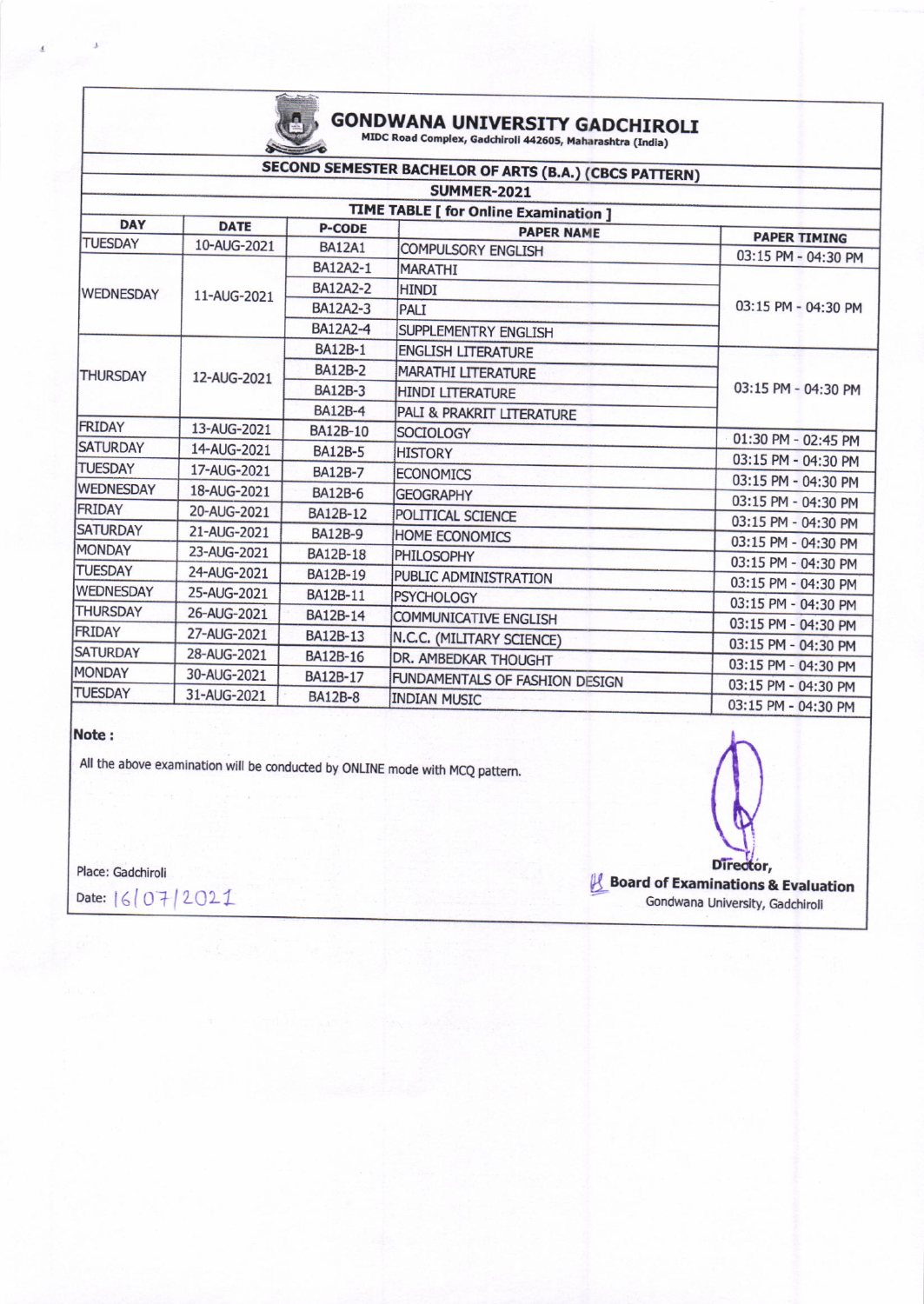# GONDWANA UNIVERSITY GADCHIROLI

MIDC Road Complex, Gadchiroli 442605, Maharashtra (India)

## SECOND SEMESTER BACHELOR OF ARTS (B.A.) (CBCS PATTERN)

### SUMMER-2021

### TIME TABLE [ for Online Examination ]

| DAY | DATE | P-CODE | PAPER NAME | PAPER TIMING |
|---|---|---|---|---|
| TUESDAY | 10-AUG-2021 | BA12A1 | COMPULSORY ENGLISH | 03:15 PM - 04:30 PM |
| WEDNESDAY | 11-AUG-2021 | BA12A2-1 | MARATHI | 03:15 PM - 04:30 PM |
| | | BA12A2-2 | HINDI | |
| | | BA12A2-3 | PALI | |
| | | BA12A2-4 | SUPPLEMENTRY ENGLISH | |
| THURSDAY | 12-AUG-2021 | BA12B-1 | ENGLISH LITERATURE | 03:15 PM - 04:30 PM |
| | | BA12B-2 | MARATHI LITERATURE | |
| | | BA12B-3 | HINDI LITERATURE | |
| | | BA12B-4 | PALI & PRAKRIT LITERATURE | |
| FRIDAY | 13-AUG-2021 | BA12B-10 | SOCIOLOGY | 01:30 PM - 02:45 PM |
| SATURDAY | 14-AUG-2021 | BA12B-5 | HISTORY | 03:15 PM - 04:30 PM |
| TUESDAY | 17-AUG-2021 | BA12B-7 | ECONOMICS | 03:15 PM - 04:30 PM |
| WEDNESDAY | 18-AUG-2021 | BA12B-6 | GEOGRAPHY | 03:15 PM - 04:30 PM |
| FRIDAY | 20-AUG-2021 | BA12B-12 | POLITICAL SCIENCE | 03:15 PM - 04:30 PM |
| SATURDAY | 21-AUG-2021 | BA12B-9 | HOME ECONOMICS | 03:15 PM - 04:30 PM |
| MONDAY | 23-AUG-2021 | BA12B-18 | PHILOSOPHY | 03:15 PM - 04:30 PM |
| TUESDAY | 24-AUG-2021 | BA12B-19 | PUBLIC ADMINISTRATION | 03:15 PM - 04:30 PM |
| WEDNESDAY | 25-AUG-2021 | BA12B-11 | PSYCHOLOGY | 03:15 PM - 04:30 PM |
| THURSDAY | 26-AUG-2021 | BA12B-14 | COMMUNICATIVE ENGLISH | 03:15 PM - 04:30 PM |
| FRIDAY | 27-AUG-2021 | BA12B-13 | N.C.C. (MILITARY SCIENCE) | 03:15 PM - 04:30 PM |
| SATURDAY | 28-AUG-2021 | BA12B-16 | DR. AMBEDKAR THOUGHT | 03:15 PM - 04:30 PM |
| MONDAY | 30-AUG-2021 | BA12B-17 | FUNDAMENTALS OF FASHION DESIGN | 03:15 PM - 04:30 PM |
| TUESDAY | 31-AUG-2021 | BA12B-8 | INDIAN MUSIC | 03:15 PM - 04:30 PM |

**Note :**

All the above examination will be conducted by ONLINE mode with MCQ pattern.

Place: Gadchiroli

Date: 16/07/2021

Director,
Board of Examinations & Evaluation
Gondwana University, Gadchiroli